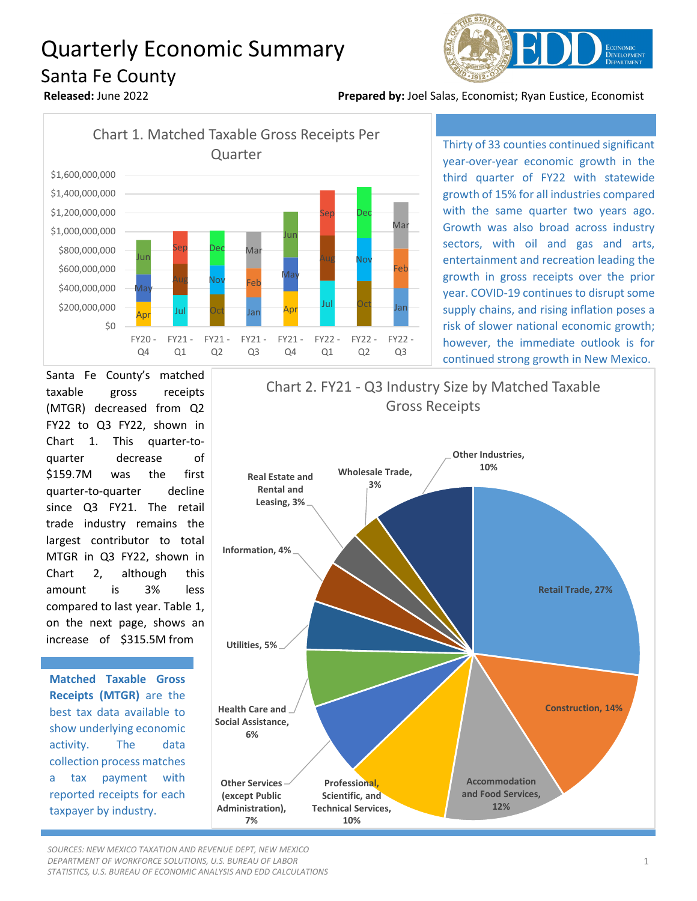# Quarterly Economic Summary

## Santa Fe County

**Released:** June 2022

**Prepared by:** Joel Salas, Economist; Ryan Eustice, Economist

Chart 1. Matched Taxable Gross Receipts Per Quarter

| Quarter | Months |
|---|---|
| FY20 - Q4 | Apr, May, Jun |
| FY21 - Q1 | Jul, Aug, Sep |
| FY21 - Q2 | Oct, Nov, Dec |
| FY21 - Q3 | Jan, Feb, Mar |
| FY21 - Q4 | Apr, May, Jun |
| FY22 - Q1 | Jul, Aug, Sep |
| FY22 - Q2 | Oct, Nov, Dec |
| FY22 - Q3 | Jan, Feb, Mar |

Thirty of 33 counties continued significant year-over-year economic growth in the third quarter of FY22 with statewide growth of 15% for all industries compared with the same quarter two years ago. Growth was also broad across industry sectors, with oil and gas and arts, entertainment and recreation leading the growth in gross receipts over the prior year. COVID-19 continues to disrupt some supply chains, and rising inflation poses a risk of slower national economic growth; however, the immediate outlook is for continued strong growth in New Mexico.

Santa Fe County's matched taxable gross receipts (MTGR) decreased from Q2 FY22 to Q3 FY22, shown in Chart 1. This quarter-to-quarter decrease of $159.7M was the first quarter-to-quarter decline since Q3 FY21. The retail trade industry remains the largest contributor to total MTGR in Q3 FY22, shown in Chart 2, although this amount is 3% less compared to last year. Table 1, on the next page, shows an increase of $315.5M from

**Matched Taxable Gross Receipts (MTGR)** are the best tax data available to show underlying economic activity. The data collection process matches a tax payment with reported receipts for each taxpayer by industry.

Chart 2. FY21 - Q3 Industry Size by Matched Taxable Gross Receipts

| Industry | Share |
|---|---|
| Retail Trade | 27% |
| Construction | 14% |
| Accommodation and Food Services | 12% |
| Professional, Scientific, and Technical Services | 10% |
| Other Services (except Public Administration) | 7% |
| Health Care and Social Assistance | 6% |
| Utilities | 5% |
| Information | 4% |
| Real Estate and Rental and Leasing | 3% |
| Wholesale Trade | 3% |
| Other Industries | 10% |

*SOURCES: NEW MEXICO TAXATION AND REVENUE DEPT, NEW MEXICO DEPARTMENT OF WORKFORCE SOLUTIONS, U.S. BUREAU OF LABOR STATISTICS, U.S. BUREAU OF ECONOMIC ANALYSIS AND EDD CALCULATIONS*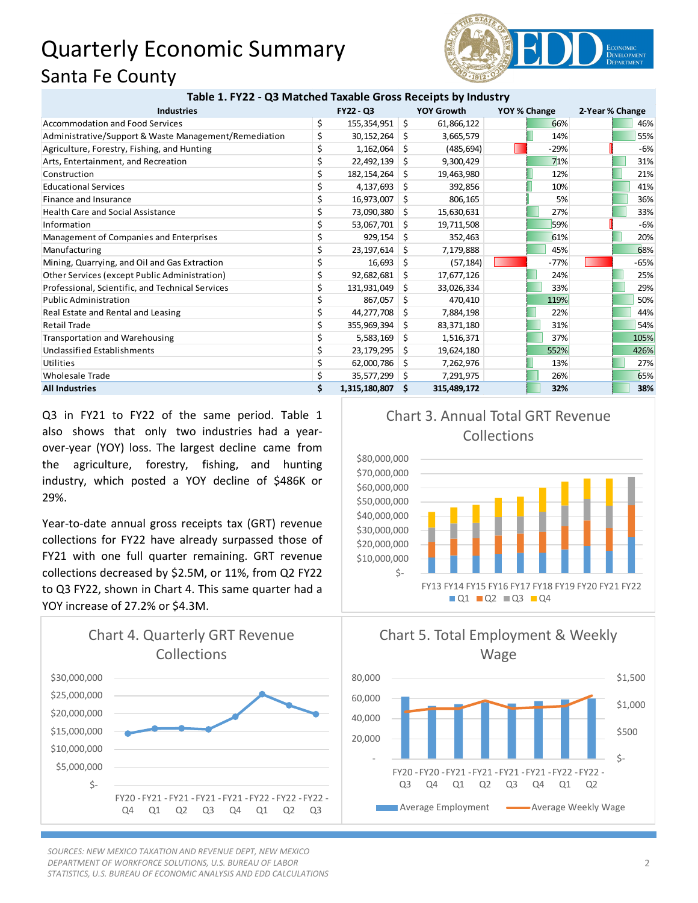# Quarterly Economic Summary

## Santa Fe County

**Table 1. FY22 - Q3 Matched Taxable Gross Receipts by Industry**

| Industries | FY22 - Q3 | YOY Growth | YOY % Change | 2-Year % Change |
|---|---|---|---|---|
| Accommodation and Food Services | $ 155,354,951 | $ 61,866,122 | 66% | 46% |
| Administrative/Support & Waste Management/Remediation | $ 30,152,264 | $ 3,665,579 | 14% | 55% |
| Agriculture, Forestry, Fishing, and Hunting | $ 1,162,064 | $ (485,694) | -29% | -6% |
| Arts, Entertainment, and Recreation | $ 22,492,139 | $ 9,300,429 | 71% | 31% |
| Construction | $ 182,154,264 | $ 19,463,980 | 12% | 21% |
| Educational Services | $ 4,137,693 | $ 392,856 | 10% | 41% |
| Finance and Insurance | $ 16,973,007 | $ 806,165 | 5% | 36% |
| Health Care and Social Assistance | $ 73,090,380 | $ 15,630,631 | 27% | 33% |
| Information | $ 53,067,701 | $ 19,711,508 | 59% | -6% |
| Management of Companies and Enterprises | $ 929,154 | $ 352,463 | 61% | 20% |
| Manufacturing | $ 23,197,614 | $ 7,179,888 | 45% | 68% |
| Mining, Quarrying, and Oil and Gas Extraction | $ 16,693 | $ (57,184) | -77% | -65% |
| Other Services (except Public Administration) | $ 92,682,681 | $ 17,677,126 | 24% | 25% |
| Professional, Scientific, and Technical Services | $ 131,931,049 | $ 33,026,334 | 33% | 29% |
| Public Administration | $ 867,057 | $ 470,410 | 119% | 50% |
| Real Estate and Rental and Leasing | $ 44,277,708 | $ 7,884,198 | 22% | 44% |
| Retail Trade | $ 355,969,394 | $ 83,371,180 | 31% | 54% |
| Transportation and Warehousing | $ 5,583,169 | $ 1,516,371 | 37% | 105% |
| Unclassified Establishments | $ 23,179,295 | $ 19,624,180 | 552% | 426% |
| Utilities | $ 62,000,786 | $ 7,262,976 | 13% | 27% |
| Wholesale Trade | $ 35,577,299 | $ 7,291,975 | 26% | 65% |
| **All Industries** | **$ 1,315,180,807** | **$ 315,489,172** | **32%** | **38%** |

Q3 in FY21 to FY22 of the same period. Table 1 also shows that only two industries had a year-over-year (YOY) loss. The largest decline came from the agriculture, forestry, fishing, and hunting industry, which posted a YOY decline of $486K or 29%.

Year-to-date annual gross receipts tax (GRT) revenue collections for FY22 have already surpassed those of FY21 with one full quarter remaining. GRT revenue collections decreased by $2.5M, or 11%, from Q2 FY22 to Q3 FY22, shown in Chart 4. This same quarter had a YOY increase of 27.2% or $4.3M.

Chart 3. Annual Total GRT Revenue Collections

Chart 4. Quarterly GRT Revenue Collections

Chart 5. Total Employment & Weekly Wage

*SOURCES: NEW MEXICO TAXATION AND REVENUE DEPT, NEW MEXICO DEPARTMENT OF WORKFORCE SOLUTIONS, U.S. BUREAU OF LABOR STATISTICS, U.S. BUREAU OF ECONOMIC ANALYSIS AND EDD CALCULATIONS*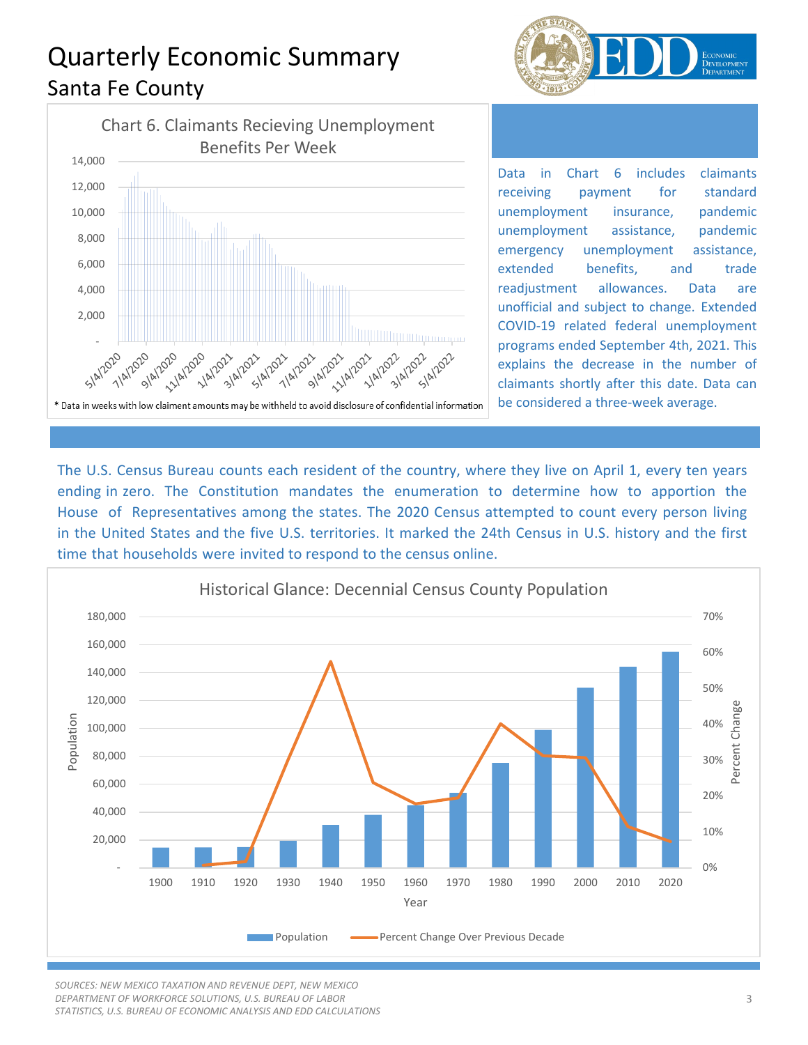# Quarterly Economic Summary

## Santa Fe County

Chart 6. Claimants Recieving Unemployment Benefits Per Week

14,000
12,000
10,000
8,000
6,000
4,000
2,000
-

5/4/2020 7/4/2020 9/4/2020 11/4/2020 1/4/2021 3/4/2021 5/4/2021 7/4/2021 9/4/2021 11/4/2021 1/4/2022 3/4/2022 5/4/2022

* Data in weeks with low claiment amounts may be withheld to avoid disclosure of confidential information

Data in Chart 6 includes claimants receiving payment for standard unemployment insurance, pandemic unemployment assistance, pandemic emergency unemployment assistance, extended benefits, and trade readjustment allowances. Data are unofficial and subject to change. Extended COVID-19 related federal unemployment programs ended September 4th, 2021. This explains the decrease in the number of claimants shortly after this date. Data can be considered a three-week average.

The U.S. Census Bureau counts each resident of the country, where they live on April 1, every ten years ending in zero. The Constitution mandates the enumeration to determine how to apportion the House of Representatives among the states. The 2020 Census attempted to count every person living in the United States and the five U.S. territories. It marked the 24th Census in U.S. history and the first time that households were invited to respond to the census online.

Historical Glance: Decennial Census County Population

Population

180,000
160,000
140,000
120,000
100,000
80,000
60,000
40,000
20,000
-

Percent Change

70%
60%
50%
40%
30%
20%
10%
0%

1900 1910 1920 1930 1940 1950 1960 1970 1980 1990 2000 2010 2020

Year

Population    Percent Change Over Previous Decade

*SOURCES: NEW MEXICO TAXATION AND REVENUE DEPT, NEW MEXICO DEPARTMENT OF WORKFORCE SOLUTIONS, U.S. BUREAU OF LABOR STATISTICS, U.S. BUREAU OF ECONOMIC ANALYSIS AND EDD CALCULATIONS*